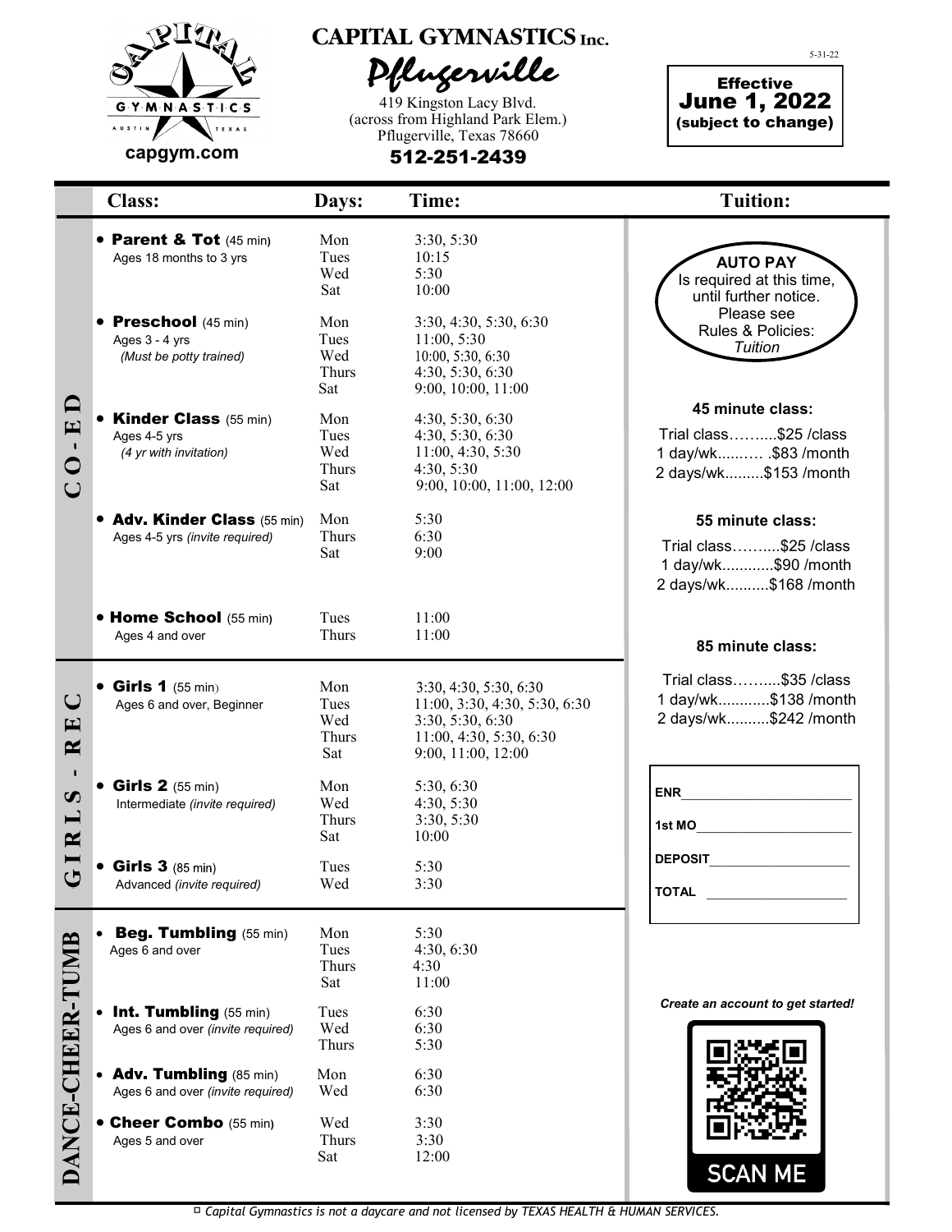# CAPITAL GYMNASTICS Inc.

## Pflugerville

419 Kingston Lacy Blvd.
(across from Highland Park Elem.)
Pflugerville, Texas 78660
**512-251-2439**

capgym.com

5-31-22

**Effective June 1, 2022 (subject to change)**

| | Class: | Days: | Time: |
|---|---|---|---|
| CO-ED | **Parent & Tot** (45 min) Ages 18 months to 3 yrs | Mon | 3:30, 5:30 |
| | | Tues | 10:15 |
| | | Wed | 5:30 |
| | | Sat | 10:00 |
| | **Preschool** (45 min) Ages 3 - 4 yrs *(Must be potty trained)* | Mon | 3:30, 4:30, 5:30, 6:30 |
| | | Tues | 11:00, 5:30 |
| | | Wed | 10:00, 5:30, 6:30 |
| | | Thurs | 4:30, 5:30, 6:30 |
| | | Sat | 9:00, 10:00, 11:00 |
| | **Kinder Class** (55 min) Ages 4-5 yrs *(4 yr with invitation)* | Mon | 4:30, 5:30, 6:30 |
| | | Tues | 4:30, 5:30, 6:30 |
| | | Wed | 11:00, 4:30, 5:30 |
| | | Thurs | 4:30, 5:30 |
| | | Sat | 9:00, 10:00, 11:00, 12:00 |
| | **Adv. Kinder Class** (55 min) Ages 4-5 yrs *(invite required)* | Mon | 5:30 |
| | | Thurs | 6:30 |
| | | Sat | 9:00 |
| | **Home School** (55 min) Ages 4 and over | Tues | 11:00 |
| | | Thurs | 11:00 |
| GIRLS - REC | **Girls 1** (55 min) Ages 6 and over, Beginner | Mon | 3:30, 4:30, 5:30, 6:30 |
| | | Tues | 11:00, 3:30, 4:30, 5:30, 6:30 |
| | | Wed | 3:30, 5:30, 6:30 |
| | | Thurs | 11:00, 4:30, 5:30, 6:30 |
| | | Sat | 9:00, 11:00, 12:00 |
| | **Girls 2** (55 min) Intermediate *(invite required)* | Mon | 5:30, 6:30 |
| | | Wed | 4:30, 5:30 |
| | | Thurs | 3:30, 5:30 |
| | | Sat | 10:00 |
| | **Girls 3** (85 min) Advanced *(invite required)* | Tues | 5:30 |
| | | Wed | 3:30 |
| DANCE-CHEER-TUMB | **Beg. Tumbling** (55 min) Ages 6 and over | Mon | 5:30 |
| | | Tues | 4:30, 6:30 |
| | | Thurs | 4:30 |
| | | Sat | 11:00 |
| | **Int. Tumbling** (55 min) Ages 6 and over *(invite required)* | Tues | 6:30 |
| | | Wed | 6:30 |
| | | Thurs | 5:30 |
| | **Adv. Tumbling** (85 min) Ages 6 and over *(invite required)* | Mon | 6:30 |
| | | Wed | 6:30 |
| | **Cheer Combo** (55 min) Ages 5 and over | Wed | 3:30 |
| | | Thurs | 3:30 |
| | | Sat | 12:00 |

## Tuition:

**AUTO PAY** Is required at this time, until further notice. Please see Rules & Policies: *Tuition*

**45 minute class:**

Trial class……....$25 /class
1 day/wk.....…. .$83 /month
2 days/wk.........$153 /month

**55 minute class:**

Trial class……....$25 /class
1 day/wk............$90 /month
2 days/wk..........$168 /month

**85 minute class:**

Trial class……....$35 /class
1 day/wk............$138 /month
2 days/wk..........$242 /month

**ENR**_______________________

**1st MO**_____________________

**DEPOSIT**___________________

**TOTAL** ____________________

*Create an account to get started!*

SCAN ME

*Capital Gymnastics is not a daycare and not licensed by TEXAS HEALTH & HUMAN SERVICES.*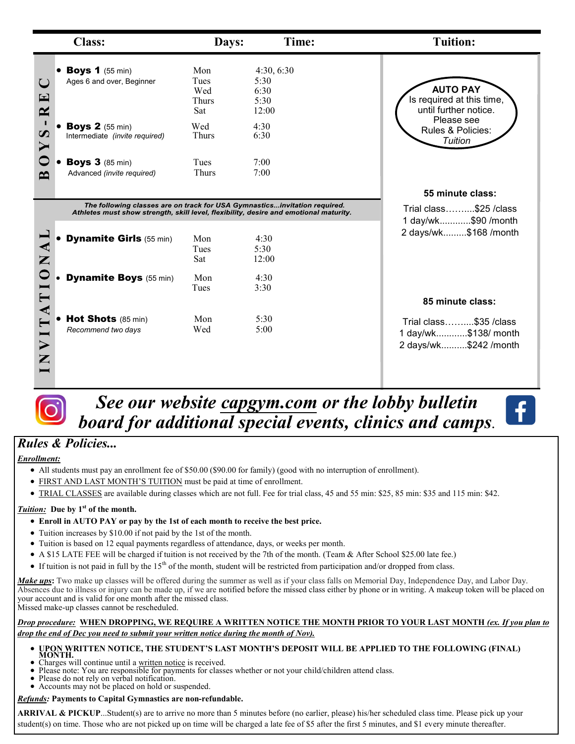| Class: | Days: | Time: | Tuition: |
|---|---|---|---|
| **BOYS-REC** | | | **AUTO PAY** Is required at this time, until further notice. Please see Rules & Policies: *Tuition* |
| • **Boys 1** (55 min) Ages 6 and over, Beginner | Mon<br>Tues<br>Wed<br>Thurs<br>Sat | 4:30, 6:30<br>5:30<br>6:30<br>5:30<br>12:00 | |
| • **Boys 2** (55 min) Intermediate *(invite required)* | Wed<br>Thurs | 4:30<br>6:30 | |
| • **Boys 3** (85 min) Advanced *(invite required)* | Tues<br>Thurs | 7:00<br>7:00 | **55 minute class:** |
| **INVITATIONAL** — ***The following classes are on track for USA Gymnastics...invitation required. Athletes must show strength, skill level, flexibility, desire and emotional maturity.*** | | | Trial class……....$25 /class<br>1 day/wk............$90 /month<br>2 days/wk.........$168 /month |
| • **Dynamite Girls** (55 min) | Mon<br>Tues<br>Sat | 4:30<br>5:30<br>12:00 | |
| • **Dynamite Boys** (55 min) | Mon<br>Tues | 4:30<br>3:30 | **85 minute class:** |
| • **Hot Shots** (85 min) *Recommend two days* | Mon<br>Wed | 5:30<br>5:00 | Trial class……....$35 /class<br>1 day/wk............$138/ month<br>2 days/wk..........$242 /month |

***See our website capgym.com or the lobby bulletin board for additional special events, clinics and camps.***

## *Rules & Policies...*

***Enrollment:***

- All students must pay an enrollment fee of $50.00 ($90.00 for family) (good with no interruption of enrollment).
- FIRST AND LAST MONTH'S TUITION must be paid at time of enrollment.
- TRIAL CLASSES are available during classes which are not full. Fee for trial class, 45 and 55 min: $25, 85 min: $35 and 115 min: $42.

***Tuition:*** **Due by 1st of the month.**

- **Enroll in AUTO PAY or pay by the 1st of each month to receive the best price.**
- Tuition increases by $10.00 if not paid by the 1st of the month.
- Tuition is based on 12 equal payments regardless of attendance, days, or weeks per month.
- A $15 LATE FEE will be charged if tuition is not received by the 7th of the month. (Team & After School $25.00 late fee.)
- If tuition is not paid in full by the 15th of the month, student will be restricted from participation and/or dropped from class.

***Make ups*****:** Two make up classes will be offered during the summer as well as if your class falls on Memorial Day, Independence Day, and Labor Day. Absences due to illness or injury can be made up, if we are notified before the missed class either by phone or in writing. A makeup token will be placed on your account and is valid for one month after the missed class.
Missed make-up classes cannot be rescheduled.

***Drop procedure:*** **WHEN DROPPING, WE REQUIRE A WRITTEN NOTICE THE MONTH PRIOR TO YOUR LAST MONTH *(ex. If you plan to drop the end of Dec you need to submit your written notice during the month of Nov).***

- **UPON WRITTEN NOTICE, THE STUDENT'S LAST MONTH'S DEPOSIT WILL BE APPLIED TO THE FOLLOWING (FINAL) MONTH.**
- Charges will continue until a written notice is received.
- Please note: You are responsible for payments for classes whether or not your child/children attend class.
- Please do not rely on verbal notification.
- Accounts may not be placed on hold or suspended.

***Refunds:*** **Payments to Capital Gymnastics are non-refundable.**

**ARRIVAL & PICKUP**...Student(s) are to arrive no more than 5 minutes before (no earlier, please) his/her scheduled class time. Please pick up your student(s) on time. Those who are not picked up on time will be charged a late fee of $5 after the first 5 minutes, and $1 every minute thereafter.